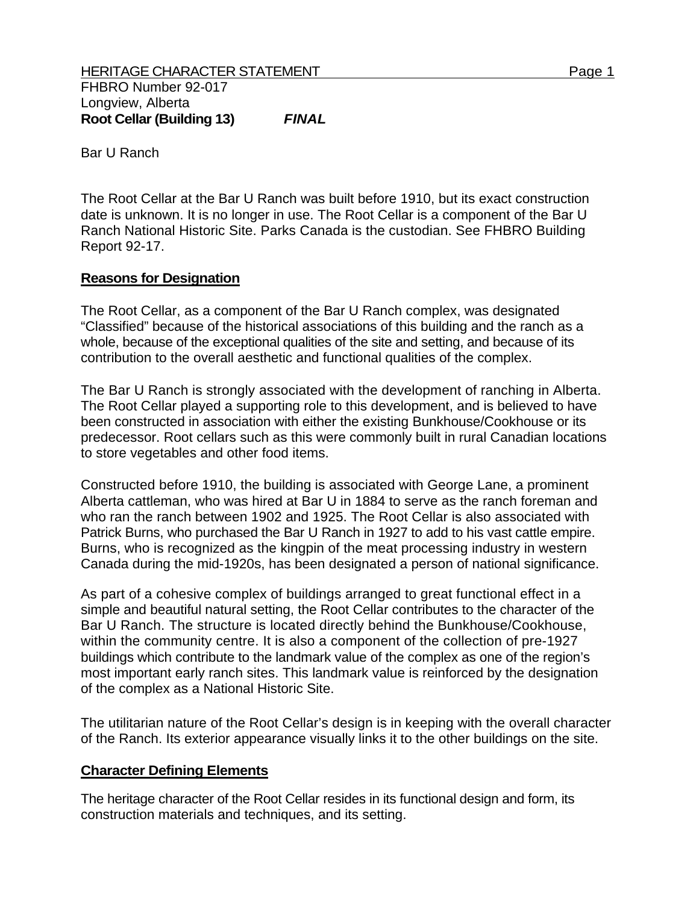HERITAGE CHARACTER STATEMENT

FHBRO Number 92-017
Longview, Alberta
**Root Cellar (Building 13)** ***FINAL***

Bar U Ranch

The Root Cellar at the Bar U Ranch was built before 1910, but its exact construction date is unknown. It is no longer in use. The Root Cellar is a component of the Bar U Ranch National Historic Site. Parks Canada is the custodian. See FHBRO Building Report 92-17.

## Reasons for Designation

The Root Cellar, as a component of the Bar U Ranch complex, was designated "Classified" because of the historical associations of this building and the ranch as a whole, because of the exceptional qualities of the site and setting, and because of its contribution to the overall aesthetic and functional qualities of the complex.

The Bar U Ranch is strongly associated with the development of ranching in Alberta. The Root Cellar played a supporting role to this development, and is believed to have been constructed in association with either the existing Bunkhouse/Cookhouse or its predecessor. Root cellars such as this were commonly built in rural Canadian locations to store vegetables and other food items.

Constructed before 1910, the building is associated with George Lane, a prominent Alberta cattleman, who was hired at Bar U in 1884 to serve as the ranch foreman and who ran the ranch between 1902 and 1925. The Root Cellar is also associated with Patrick Burns, who purchased the Bar U Ranch in 1927 to add to his vast cattle empire. Burns, who is recognized as the kingpin of the meat processing industry in western Canada during the mid-1920s, has been designated a person of national significance.

As part of a cohesive complex of buildings arranged to great functional effect in a simple and beautiful natural setting, the Root Cellar contributes to the character of the Bar U Ranch. The structure is located directly behind the Bunkhouse/Cookhouse, within the community centre. It is also a component of the collection of pre-1927 buildings which contribute to the landmark value of the complex as one of the region's most important early ranch sites. This landmark value is reinforced by the designation of the complex as a National Historic Site.

The utilitarian nature of the Root Cellar's design is in keeping with the overall character of the Ranch. Its exterior appearance visually links it to the other buildings on the site.

## Character Defining Elements

The heritage character of the Root Cellar resides in its functional design and form, its construction materials and techniques, and its setting.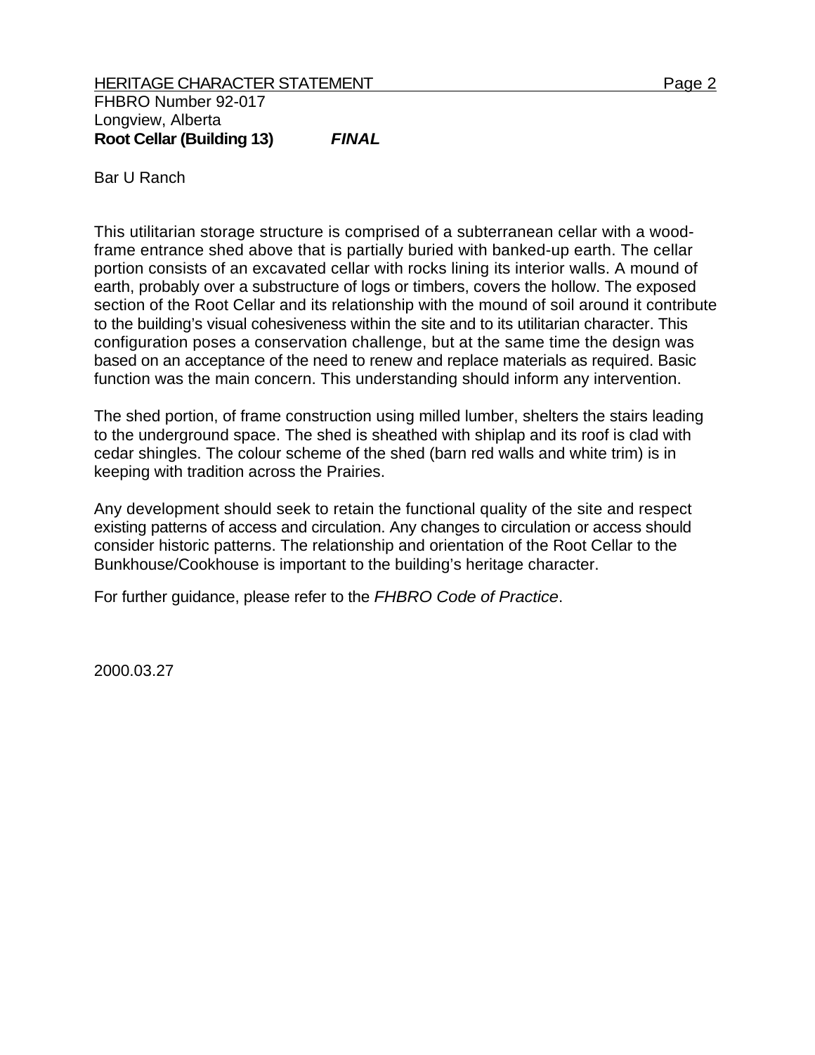Bar U Ranch

This utilitarian storage structure is comprised of a subterranean cellar with a wood-frame entrance shed above that is partially buried with banked-up earth. The cellar portion consists of an excavated cellar with rocks lining its interior walls. A mound of earth, probably over a substructure of logs or timbers, covers the hollow. The exposed section of the Root Cellar and its relationship with the mound of soil around it contribute to the building's visual cohesiveness within the site and to its utilitarian character. This configuration poses a conservation challenge, but at the same time the design was based on an acceptance of the need to renew and replace materials as required. Basic function was the main concern. This understanding should inform any intervention.

The shed portion, of frame construction using milled lumber, shelters the stairs leading to the underground space. The shed is sheathed with shiplap and its roof is clad with cedar shingles. The colour scheme of the shed (barn red walls and white trim) is in keeping with tradition across the Prairies.

Any development should seek to retain the functional quality of the site and respect existing patterns of access and circulation. Any changes to circulation or access should consider historic patterns. The relationship and orientation of the Root Cellar to the Bunkhouse/Cookhouse is important to the building's heritage character.

For further guidance, please refer to the *FHBRO Code of Practice*.

2000.03.27